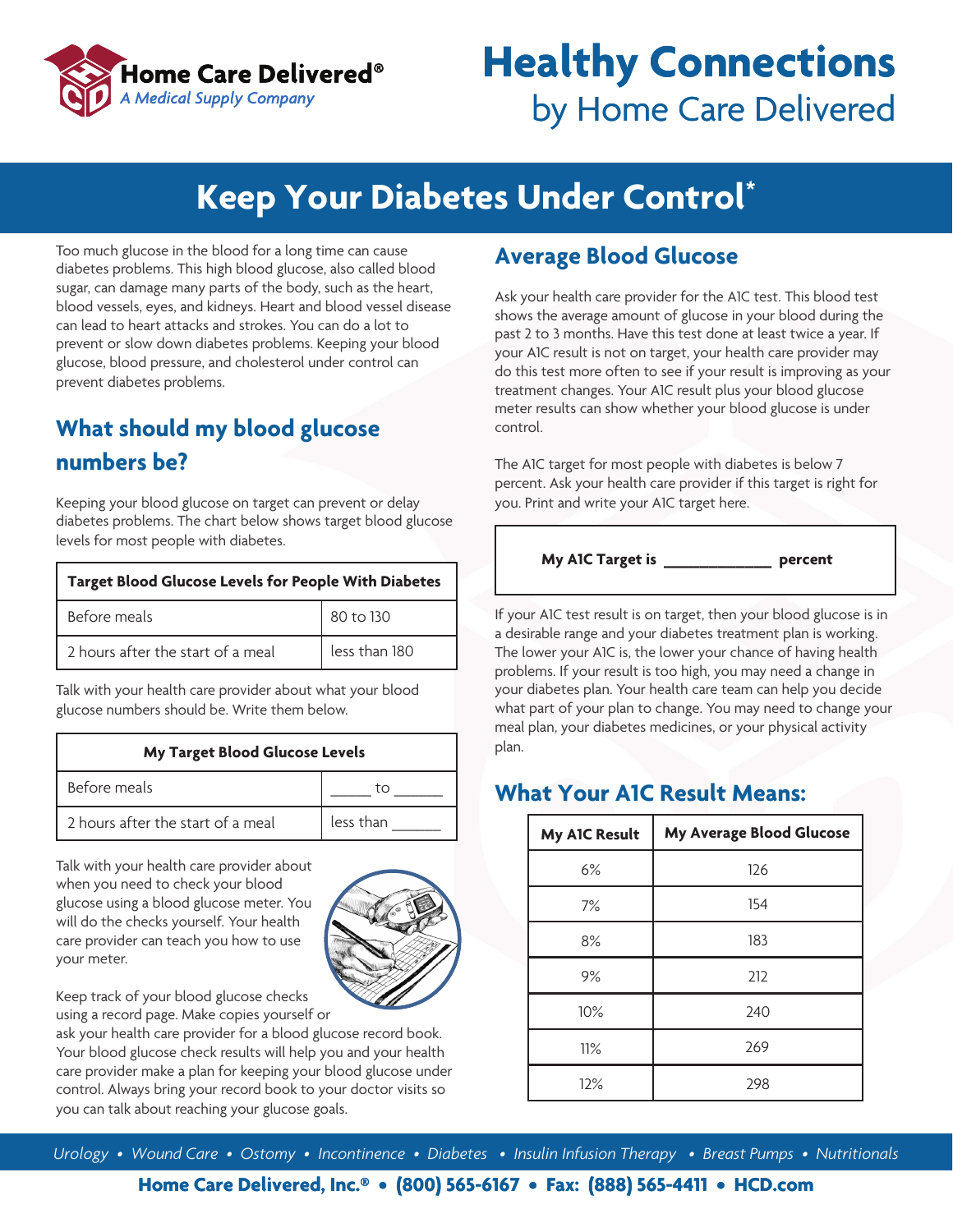# Healthy Connections
by Home Care Delivered

Home Care Delivered®
*A Medical Supply Company*

## Keep Your Diabetes Under Control*

Too much glucose in the blood for a long time can cause diabetes problems. This high blood glucose, also called blood sugar, can damage many parts of the body, such as the heart, blood vessels, eyes, and kidneys. Heart and blood vessel disease can lead to heart attacks and strokes. You can do a lot to prevent or slow down diabetes problems. Keeping your blood glucose, blood pressure, and cholesterol under control can prevent diabetes problems.

### What should my blood glucose numbers be?

Keeping your blood glucose on target can prevent or delay diabetes problems. The chart below shows target blood glucose levels for most people with diabetes.

| Target Blood Glucose Levels for People With Diabetes | |
|---|---|
| Before meals | 80 to 130 |
| 2 hours after the start of a meal | less than 180 |

Talk with your health care provider about what your blood glucose numbers should be. Write them below.

| My Target Blood Glucose Levels | |
|---|---|
| Before meals | _____ to ______ |
| 2 hours after the start of a meal | less than ______ |

Talk with your health care provider about when you need to check your blood glucose using a blood glucose meter. You will do the checks yourself. Your health care provider can teach you how to use your meter.

Keep track of your blood glucose checks using a record page. Make copies yourself or ask your health care provider for a blood glucose record book. Your blood glucose check results will help you and your health care provider make a plan for keeping your blood glucose under control. Always bring your record book to your doctor visits so you can talk about reaching your glucose goals.

### Average Blood Glucose

Ask your health care provider for the A1C test. This blood test shows the average amount of glucose in your blood during the past 2 to 3 months. Have this test done at least twice a year. If your A1C result is not on target, your health care provider may do this test more often to see if your result is improving as your treatment changes. Your A1C result plus your blood glucose meter results can show whether your blood glucose is under control.

The A1C target for most people with diabetes is below 7 percent. Ask your health care provider if this target is right for you. Print and write your A1C target here.

**My A1C Target is _____________ percent**

If your A1C test result is on target, then your blood glucose is in a desirable range and your diabetes treatment plan is working. The lower your A1C is, the lower your chance of having health problems. If your result is too high, you may need a change in your diabetes plan. Your health care team can help you decide what part of your plan to change. You may need to change your meal plan, your diabetes medicines, or your physical activity plan.

### What Your A1C Result Means:

| My A1C Result | My Average Blood Glucose |
|---|---|
| 6% | 126 |
| 7% | 154 |
| 8% | 183 |
| 9% | 212 |
| 10% | 240 |
| 11% | 269 |
| 12% | 298 |

*Urology • Wound Care • Ostomy • Incontinence • Diabetes • Insulin Infusion Therapy • Breast Pumps • Nutritionals*

**Home Care Delivered, Inc.® • (800) 565-6167 • Fax: (888) 565-4411 • HCD.com**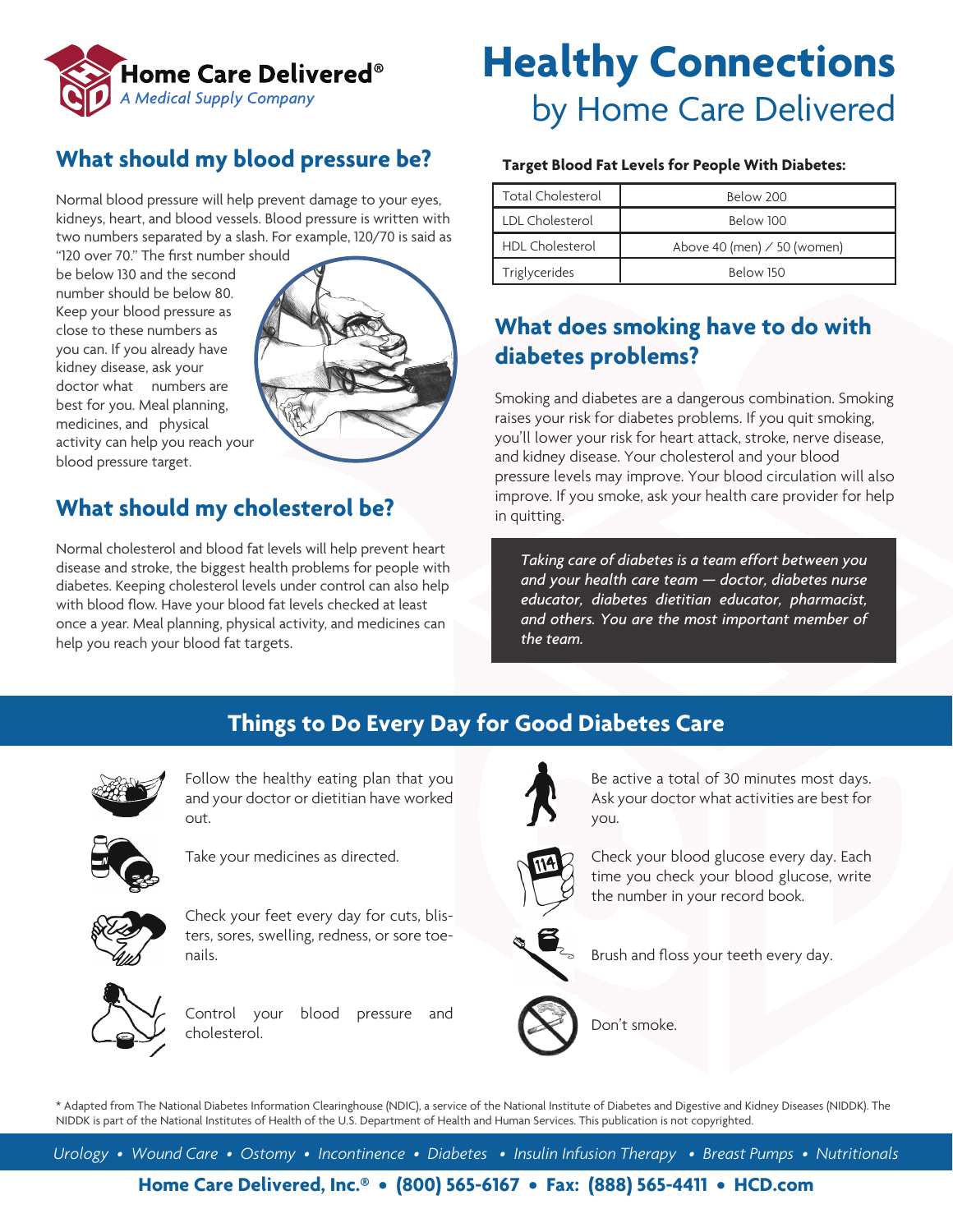Home Care Delivered®
*A Medical Supply Company*

# Healthy Connections
## by Home Care Delivered

## What should my blood pressure be?

Normal blood pressure will help prevent damage to your eyes, kidneys, heart, and blood vessels. Blood pressure is written with two numbers separated by a slash. For example, 120/70 is said as "120 over 70." The first number should be below 130 and the second number should be below 80. Keep your blood pressure as close to these numbers as you can. If you already have kidney disease, ask your doctor what numbers are best for you. Meal planning, medicines, and physical activity can help you reach your blood pressure target.

## What should my cholesterol be?

Normal cholesterol and blood fat levels will help prevent heart disease and stroke, the biggest health problems for people with diabetes. Keeping cholesterol levels under control can also help with blood flow. Have your blood fat levels checked at least once a year. Meal planning, physical activity, and medicines can help you reach your blood fat targets.

**Target Blood Fat Levels for People With Diabetes:**

| | |
|---|---|
| Total Cholesterol | Below 200 |
| LDL Cholesterol | Below 100 |
| HDL Cholesterol | Above 40 (men) / 50 (women) |
| Triglycerides | Below 150 |

## What does smoking have to do with diabetes problems?

Smoking and diabetes are a dangerous combination. Smoking raises your risk for diabetes problems. If you quit smoking, you'll lower your risk for heart attack, stroke, nerve disease, and kidney disease. Your cholesterol and your blood pressure levels may improve. Your blood circulation will also improve. If you smoke, ask your health care provider for help in quitting.

*Taking care of diabetes is a team effort between you and your health care team — doctor, diabetes nurse educator, diabetes dietitian educator, pharmacist, and others. You are the most important member of the team.*

## Things to Do Every Day for Good Diabetes Care

- Follow the healthy eating plan that you and your doctor or dietitian have worked out.
- Take your medicines as directed.
- Check your feet every day for cuts, blisters, sores, swelling, redness, or sore toenails.
- Control your blood pressure and cholesterol.
- Be active a total of 30 minutes most days. Ask your doctor what activities are best for you.
- Check your blood glucose every day. Each time you check your blood glucose, write the number in your record book.
- Brush and floss your teeth every day.
- Don't smoke.

* Adapted from The National Diabetes Information Clearinghouse (NDIC), a service of the National Institute of Diabetes and Digestive and Kidney Diseases (NIDDK). The NIDDK is part of the National Institutes of Health of the U.S. Department of Health and Human Services. This publication is not copyrighted.

*Urology • Wound Care • Ostomy • Incontinence • Diabetes • Insulin Infusion Therapy • Breast Pumps • Nutritionals*

**Home Care Delivered, Inc.® • (800) 565-6167 • Fax: (888) 565-4411 • HCD.com**